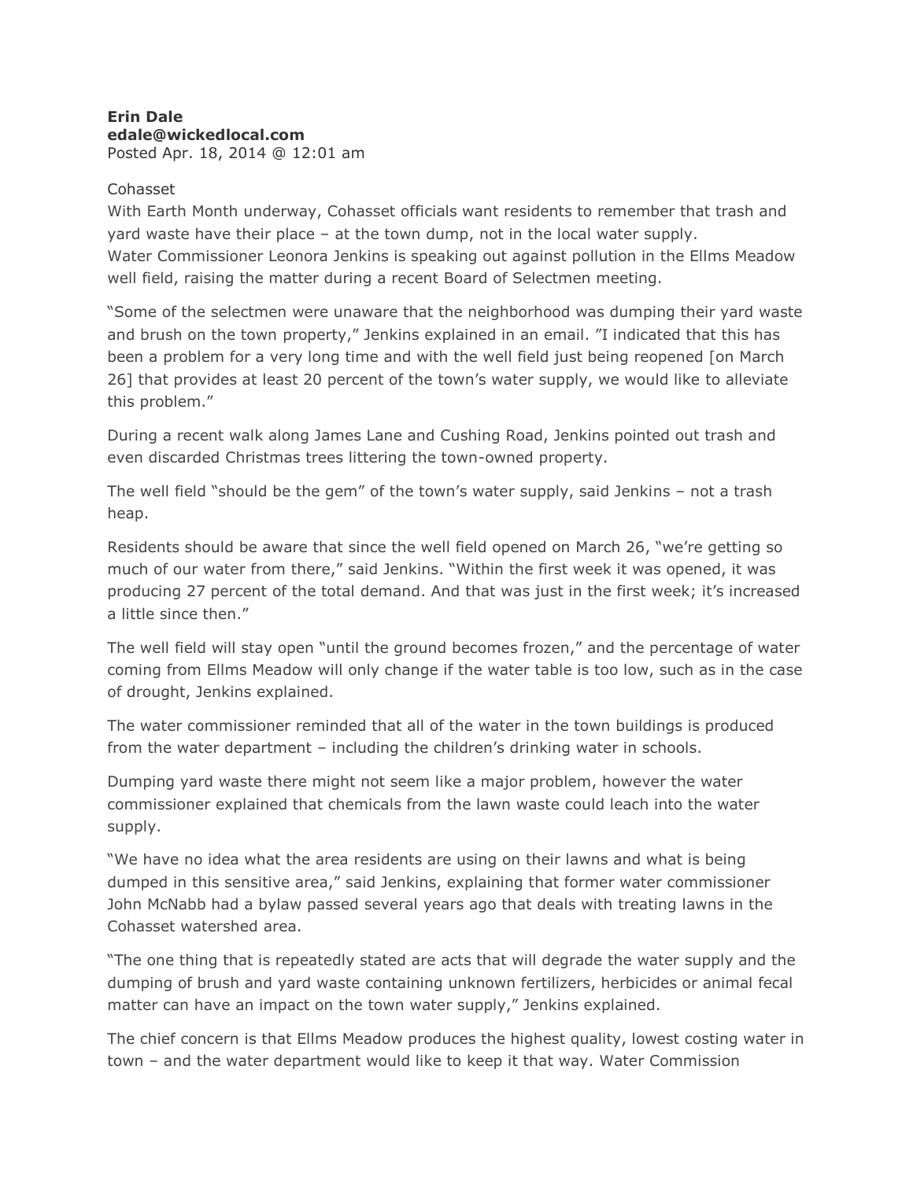**Erin Dale**
**edale@wickedlocal.com**
Posted Apr. 18, 2014 @ 12:01 am

Cohasset
With Earth Month underway, Cohasset officials want residents to remember that trash and yard waste have their place – at the town dump, not in the local water supply.
Water Commissioner Leonora Jenkins is speaking out against pollution in the Ellms Meadow well field, raising the matter during a recent Board of Selectmen meeting.

"Some of the selectmen were unaware that the neighborhood was dumping their yard waste and brush on the town property," Jenkins explained in an email. "I indicated that this has been a problem for a very long time and with the well field just being reopened [on March 26] that provides at least 20 percent of the town's water supply, we would like to alleviate this problem."

During a recent walk along James Lane and Cushing Road, Jenkins pointed out trash and even discarded Christmas trees littering the town-owned property.

The well field "should be the gem" of the town's water supply, said Jenkins – not a trash heap.

Residents should be aware that since the well field opened on March 26, "we're getting so much of our water from there," said Jenkins. "Within the first week it was opened, it was producing 27 percent of the total demand. And that was just in the first week; it's increased a little since then."

The well field will stay open "until the ground becomes frozen," and the percentage of water coming from Ellms Meadow will only change if the water table is too low, such as in the case of drought, Jenkins explained.

The water commissioner reminded that all of the water in the town buildings is produced from the water department – including the children's drinking water in schools.

Dumping yard waste there might not seem like a major problem, however the water commissioner explained that chemicals from the lawn waste could leach into the water supply.

"We have no idea what the area residents are using on their lawns and what is being dumped in this sensitive area," said Jenkins, explaining that former water commissioner John McNabb had a bylaw passed several years ago that deals with treating lawns in the Cohasset watershed area.

"The one thing that is repeatedly stated are acts that will degrade the water supply and the dumping of brush and yard waste containing unknown fertilizers, herbicides or animal fecal matter can have an impact on the town water supply," Jenkins explained.

The chief concern is that Ellms Meadow produces the highest quality, lowest costing water in town – and the water department would like to keep it that way. Water Commission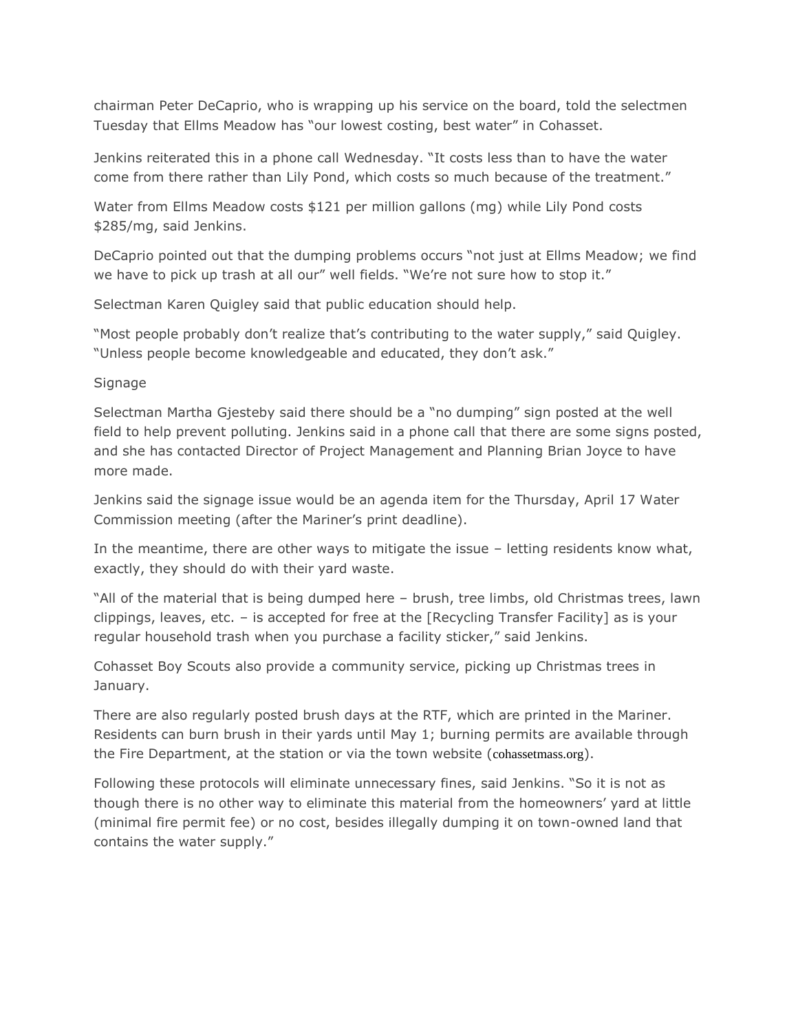chairman Peter DeCaprio, who is wrapping up his service on the board, told the selectmen Tuesday that Ellms Meadow has "our lowest costing, best water" in Cohasset.

Jenkins reiterated this in a phone call Wednesday. "It costs less than to have the water come from there rather than Lily Pond, which costs so much because of the treatment."

Water from Ellms Meadow costs $121 per million gallons (mg) while Lily Pond costs $285/mg, said Jenkins.

DeCaprio pointed out that the dumping problems occurs "not just at Ellms Meadow; we find we have to pick up trash at all our" well fields. "We're not sure how to stop it."

Selectman Karen Quigley said that public education should help.

"Most people probably don't realize that's contributing to the water supply," said Quigley. "Unless people become knowledgeable and educated, they don't ask."

Signage

Selectman Martha Gjesteby said there should be a "no dumping" sign posted at the well field to help prevent polluting. Jenkins said in a phone call that there are some signs posted, and she has contacted Director of Project Management and Planning Brian Joyce to have more made.

Jenkins said the signage issue would be an agenda item for the Thursday, April 17 Water Commission meeting (after the Mariner's print deadline).

In the meantime, there are other ways to mitigate the issue – letting residents know what, exactly, they should do with their yard waste.

"All of the material that is being dumped here – brush, tree limbs, old Christmas trees, lawn clippings, leaves, etc. – is accepted for free at the [Recycling Transfer Facility] as is your regular household trash when you purchase a facility sticker," said Jenkins.

Cohasset Boy Scouts also provide a community service, picking up Christmas trees in January.

There are also regularly posted brush days at the RTF, which are printed in the Mariner. Residents can burn brush in their yards until May 1; burning permits are available through the Fire Department, at the station or via the town website (cohassetmass.org).

Following these protocols will eliminate unnecessary fines, said Jenkins. "So it is not as though there is no other way to eliminate this material from the homeowners' yard at little (minimal fire permit fee) or no cost, besides illegally dumping it on town-owned land that contains the water supply."